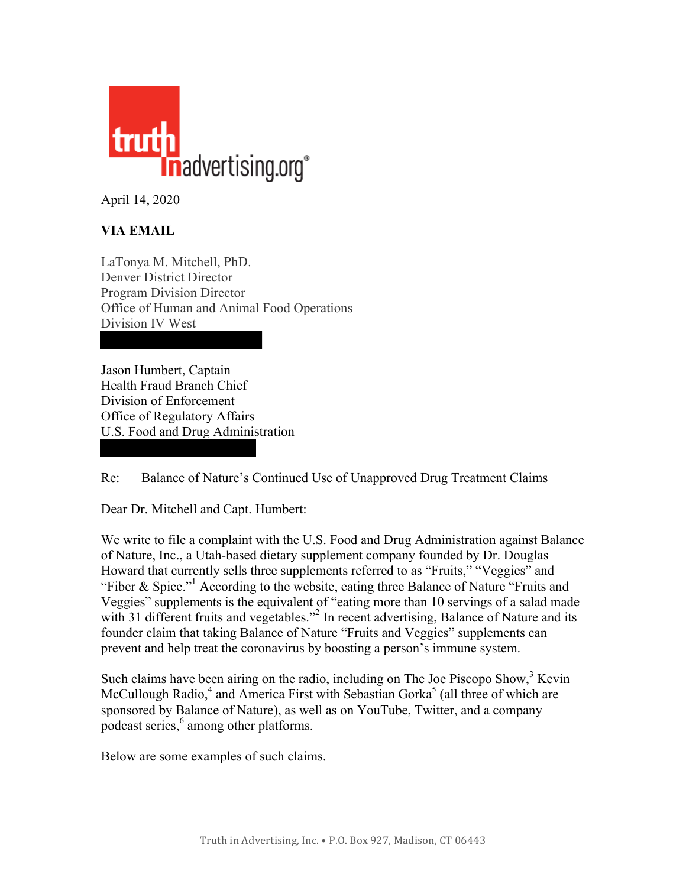truth in advertising.org®

April 14, 2020

**VIA EMAIL**

LaTonya M. Mitchell, PhD.
Denver District Director
Program Division Director
Office of Human and Animal Food Operations
Division IV West

Jason Humbert, Captain
Health Fraud Branch Chief
Division of Enforcement
Office of Regulatory Affairs
U.S. Food and Drug Administration

Re: Balance of Nature's Continued Use of Unapproved Drug Treatment Claims

Dear Dr. Mitchell and Capt. Humbert:

We write to file a complaint with the U.S. Food and Drug Administration against Balance of Nature, Inc., a Utah-based dietary supplement company founded by Dr. Douglas Howard that currently sells three supplements referred to as "Fruits," "Veggies" and "Fiber & Spice."[1] According to the website, eating three Balance of Nature "Fruits and Veggies" supplements is the equivalent of "eating more than 10 servings of a salad made with 31 different fruits and vegetables."[2] In recent advertising, Balance of Nature and its founder claim that taking Balance of Nature "Fruits and Veggies" supplements can prevent and help treat the coronavirus by boosting a person's immune system.

Such claims have been airing on the radio, including on The Joe Piscopo Show,[3] Kevin McCullough Radio,[4] and America First with Sebastian Gorka[5] (all three of which are sponsored by Balance of Nature), as well as on YouTube, Twitter, and a company podcast series,[6] among other platforms.

Below are some examples of such claims.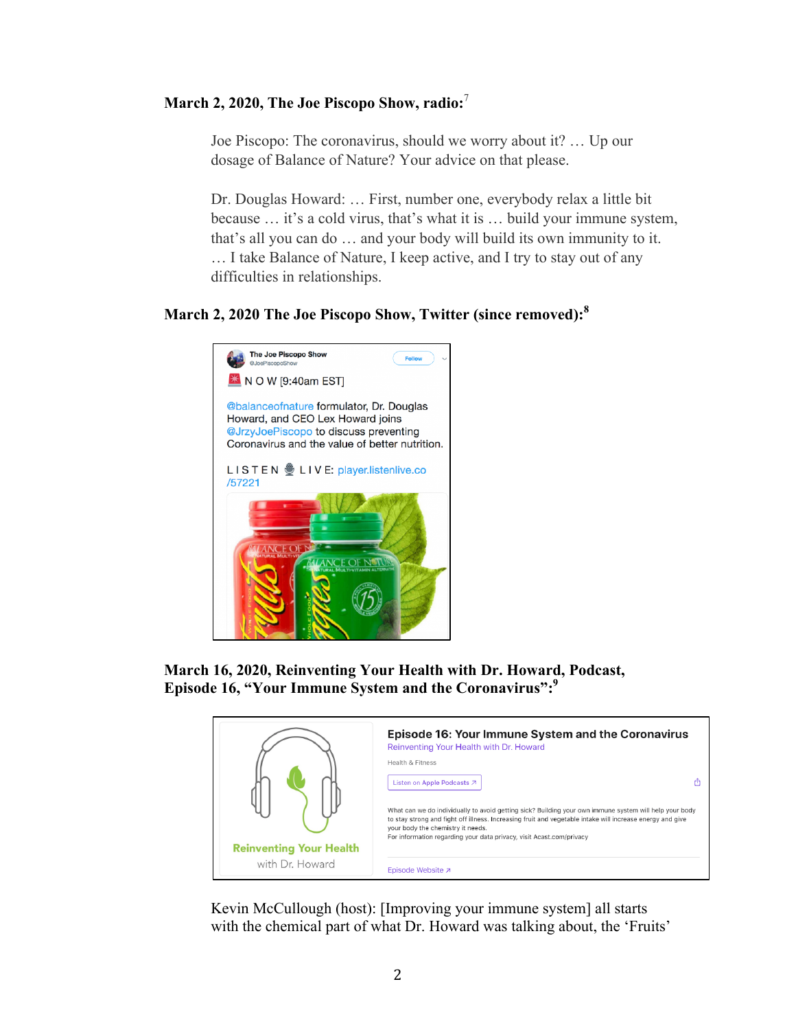**March 2, 2020, The Joe Piscopo Show, radio:**[7]

> Joe Piscopo: The coronavirus, should we worry about it? … Up our dosage of Balance of Nature? Your advice on that please.
>
> Dr. Douglas Howard: … First, number one, everybody relax a little bit because … it's a cold virus, that's what it is … build your immune system, that's all you can do … and your body will build its own immunity to it. … I take Balance of Nature, I keep active, and I try to stay out of any difficulties in relationships.

**March 2, 2020 The Joe Piscopo Show, Twitter (since removed):**[8]

> The Joe Piscopo Show
> @JoePiscopoShow
>
> N O W [9:40am EST]
>
> @balanceofnature formulator, Dr. Douglas Howard, and CEO Lex Howard joins @JrzyJoePiscopo to discuss preventing Coronavirus and the value of better nutrition.
>
> L I S T E N L I V E: player.listenlive.co/57221

**March 16, 2020, Reinventing Your Health with Dr. Howard, Podcast, Episode 16, "Your Immune System and the Coronavirus":**[9]

> Episode 16: Your Immune System and the Coronavirus
> Reinventing Your Health with Dr. Howard
> Health & Fitness
> Listen on Apple Podcasts
>
> What can we do individually to avoid getting sick? Building your own immune system will help your body to stay strong and fight off illness. Increasing fruit and vegetable intake will increase energy and give your body the chemistry it needs.
> For information regarding your data privacy, visit Acast.com/privacy
>
> Episode Website

> Kevin McCullough (host): [Improving your immune system] all starts with the chemical part of what Dr. Howard was talking about, the 'Fruits'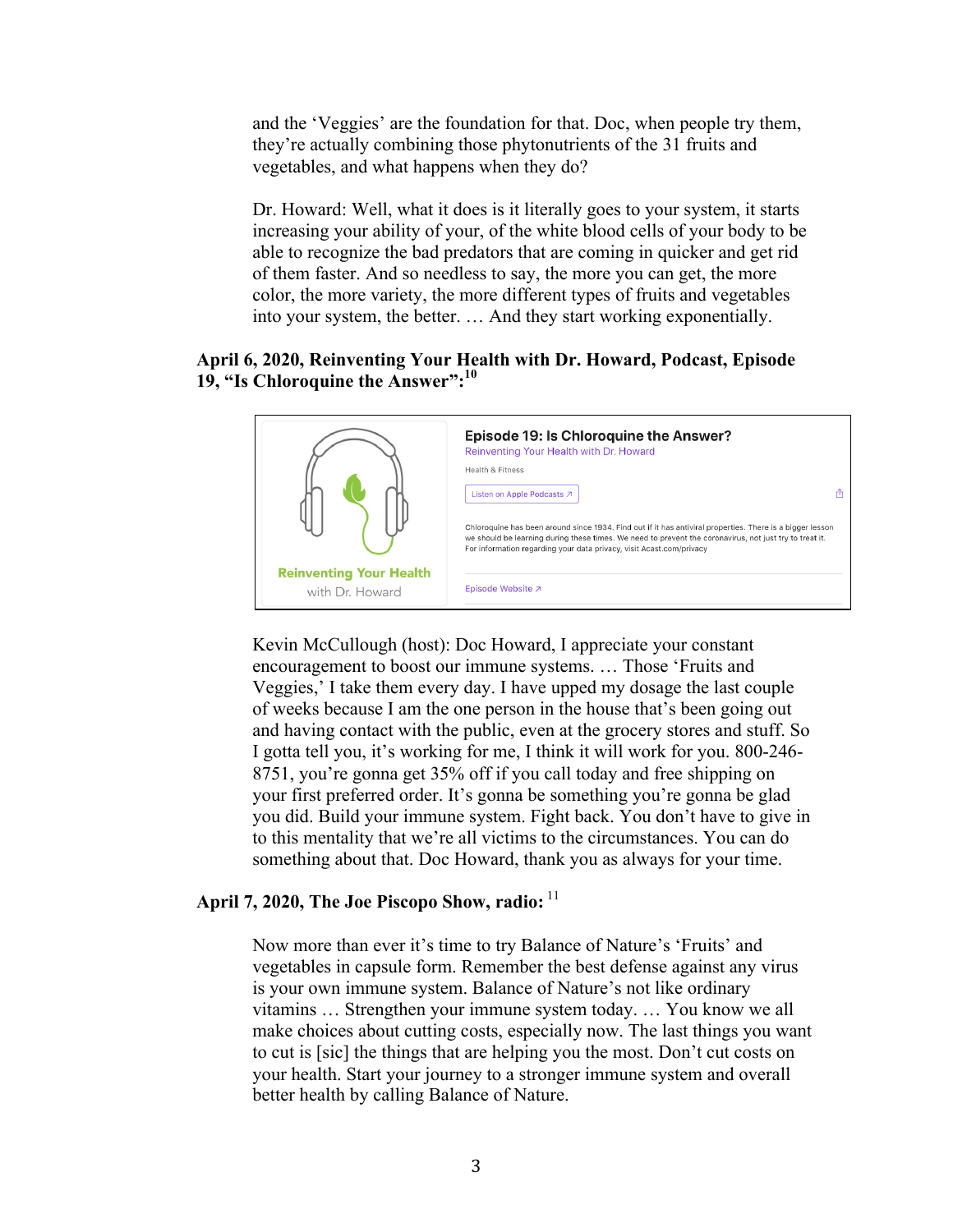and the 'Veggies' are the foundation for that. Doc, when people try them, they're actually combining those phytonutrients of the 31 fruits and vegetables, and what happens when they do?

Dr. Howard: Well, what it does is it literally goes to your system, it starts increasing your ability of your, of the white blood cells of your body to be able to recognize the bad predators that are coming in quicker and get rid of them faster. And so needless to say, the more you can get, the more color, the more variety, the more different types of fruits and vegetables into your system, the better. … And they start working exponentially.

**April 6, 2020, Reinventing Your Health with Dr. Howard, Podcast, Episode 19, "Is Chloroquine the Answer":**[10]

> **Episode 19: Is Chloroquine the Answer?**
> Reinventing Your Health with Dr. Howard
> Health & Fitness
> Listen on Apple Podcasts ↗
> Chloroquine has been around since 1934. Find out if it has antiviral properties. There is a bigger lesson we should be learning during these times. We need to prevent the coronavirus, not just try to treat it. For information regarding your data privacy, visit Acast.com/privacy
> Reinventing Your Health with Dr. Howard
> Episode Website ↗

Kevin McCullough (host): Doc Howard, I appreciate your constant encouragement to boost our immune systems. … Those 'Fruits and Veggies,' I take them every day. I have upped my dosage the last couple of weeks because I am the one person in the house that's been going out and having contact with the public, even at the grocery stores and stuff. So I gotta tell you, it's working for me, I think it will work for you. 800-246-8751, you're gonna get 35% off if you call today and free shipping on your first preferred order. It's gonna be something you're gonna be glad you did. Build your immune system. Fight back. You don't have to give in to this mentality that we're all victims to the circumstances. You can do something about that. Doc Howard, thank you as always for your time.

**April 7, 2020, The Joe Piscopo Show, radio:** [11]

Now more than ever it's time to try Balance of Nature's 'Fruits' and vegetables in capsule form. Remember the best defense against any virus is your own immune system. Balance of Nature's not like ordinary vitamins … Strengthen your immune system today. … You know we all make choices about cutting costs, especially now. The last things you want to cut is [sic] the things that are helping you the most. Don't cut costs on your health. Start your journey to a stronger immune system and overall better health by calling Balance of Nature.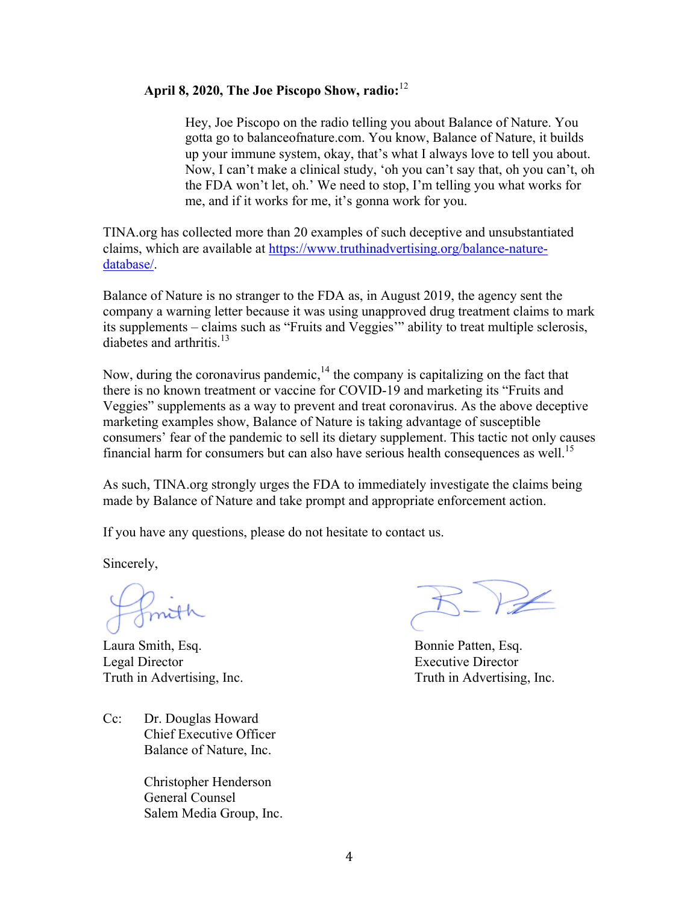**April 8, 2020, The Joe Piscopo Show, radio:**[12]

> Hey, Joe Piscopo on the radio telling you about Balance of Nature. You gotta go to balanceofnature.com. You know, Balance of Nature, it builds up your immune system, okay, that's what I always love to tell you about. Now, I can't make a clinical study, 'oh you can't say that, oh you can't, oh the FDA won't let, oh.' We need to stop, I'm telling you what works for me, and if it works for me, it's gonna work for you.

TINA.org has collected more than 20 examples of such deceptive and unsubstantiated claims, which are available at https://www.truthinadvertising.org/balance-nature-database/.

Balance of Nature is no stranger to the FDA as, in August 2019, the agency sent the company a warning letter because it was using unapproved drug treatment claims to mark its supplements – claims such as "Fruits and Veggies'" ability to treat multiple sclerosis, diabetes and arthritis.[13]

Now, during the coronavirus pandemic,[14] the company is capitalizing on the fact that there is no known treatment or vaccine for COVID-19 and marketing its "Fruits and Veggies" supplements as a way to prevent and treat coronavirus. As the above deceptive marketing examples show, Balance of Nature is taking advantage of susceptible consumers' fear of the pandemic to sell its dietary supplement. This tactic not only causes financial harm for consumers but can also have serious health consequences as well.[15]

As such, TINA.org strongly urges the FDA to immediately investigate the claims being made by Balance of Nature and take prompt and appropriate enforcement action.

If you have any questions, please do not hesitate to contact us.

Sincerely,

Laura Smith, Esq.
Legal Director
Truth in Advertising, Inc.

Bonnie Patten, Esq.
Executive Director
Truth in Advertising, Inc.

Cc: Dr. Douglas Howard
Chief Executive Officer
Balance of Nature, Inc.

Christopher Henderson
General Counsel
Salem Media Group, Inc.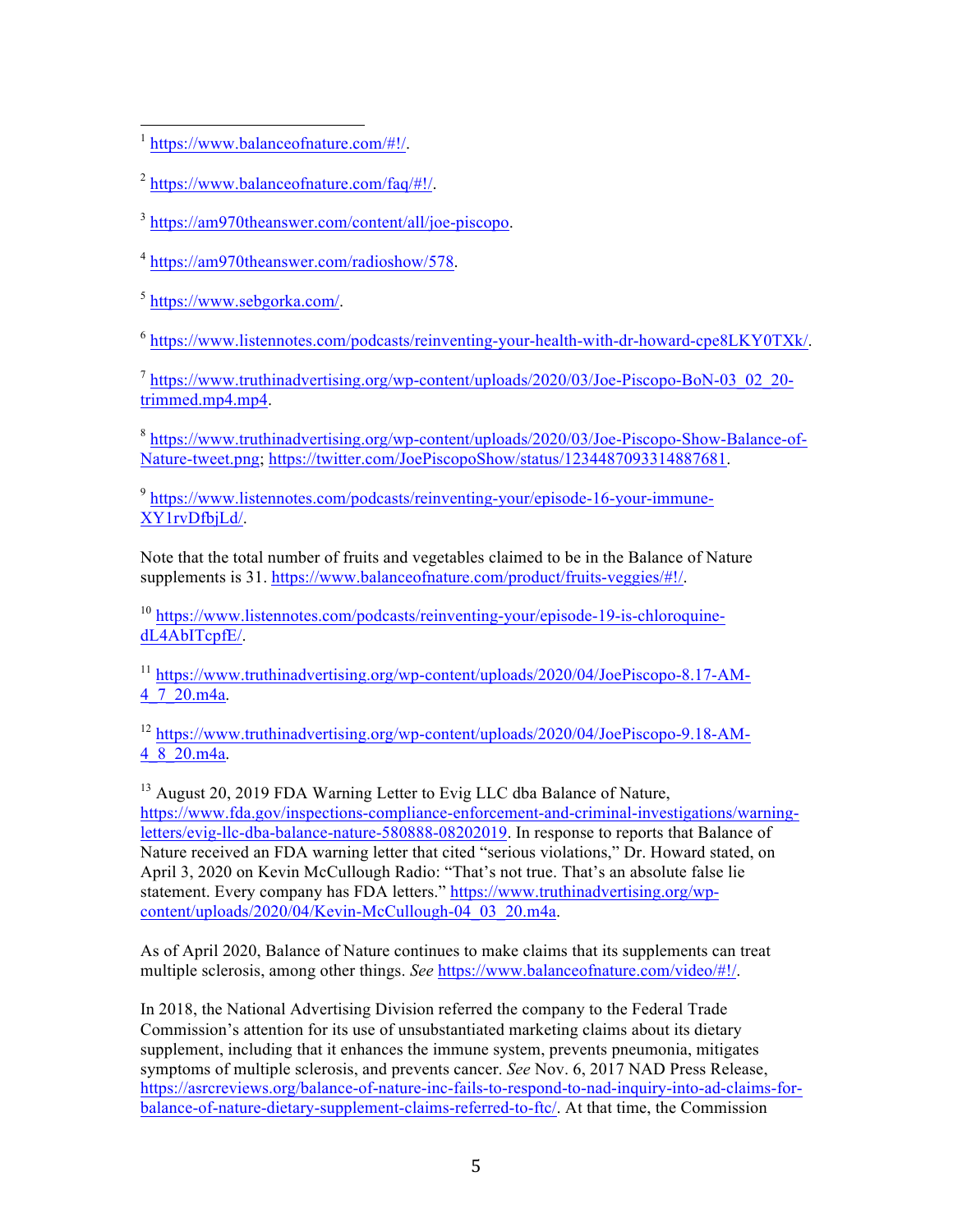[1] https://www.balanceofnature.com/#!/.

[2] https://www.balanceofnature.com/faq/#!/.

[3] https://am970theanswer.com/content/all/joe-piscopo.

[4] https://am970theanswer.com/radioshow/578.

[5] https://www.sebgorka.com/.

[6] https://www.listennotes.com/podcasts/reinventing-your-health-with-dr-howard-cpe8LKY0TXk/.

[7] https://www.truthinadvertising.org/wp-content/uploads/2020/03/Joe-Piscopo-BoN-03_02_20-trimmed.mp4.mp4.

[8] https://www.truthinadvertising.org/wp-content/uploads/2020/03/Joe-Piscopo-Show-Balance-of-Nature-tweet.png; https://twitter.com/JoePiscopoShow/status/1234487093314887681.

[9] https://www.listennotes.com/podcasts/reinventing-your/episode-16-your-immune-XY1rvDfbjLd/.

Note that the total number of fruits and vegetables claimed to be in the Balance of Nature supplements is 31. https://www.balanceofnature.com/product/fruits-veggies/#!/.

[10] https://www.listennotes.com/podcasts/reinventing-your/episode-19-is-chloroquine-dL4AbITcpfE/.

[11] https://www.truthinadvertising.org/wp-content/uploads/2020/04/JoePiscopo-8.17-AM-4_7_20.m4a.

[12] https://www.truthinadvertising.org/wp-content/uploads/2020/04/JoePiscopo-9.18-AM-4_8_20.m4a.

[13] August 20, 2019 FDA Warning Letter to Evig LLC dba Balance of Nature, https://www.fda.gov/inspections-compliance-enforcement-and-criminal-investigations/warning-letters/evig-llc-dba-balance-nature-580888-08202019. In response to reports that Balance of Nature received an FDA warning letter that cited "serious violations," Dr. Howard stated, on April 3, 2020 on Kevin McCullough Radio: "That's not true. That's an absolute false lie statement. Every company has FDA letters." https://www.truthinadvertising.org/wp-content/uploads/2020/04/Kevin-McCullough-04_03_20.m4a.

As of April 2020, Balance of Nature continues to make claims that its supplements can treat multiple sclerosis, among other things. *See* https://www.balanceofnature.com/video/#!/.

In 2018, the National Advertising Division referred the company to the Federal Trade Commission's attention for its use of unsubstantiated marketing claims about its dietary supplement, including that it enhances the immune system, prevents pneumonia, mitigates symptoms of multiple sclerosis, and prevents cancer. *See* Nov. 6, 2017 NAD Press Release, https://asrcreviews.org/balance-of-nature-inc-fails-to-respond-to-nad-inquiry-into-ad-claims-for-balance-of-nature-dietary-supplement-claims-referred-to-ftc/. At that time, the Commission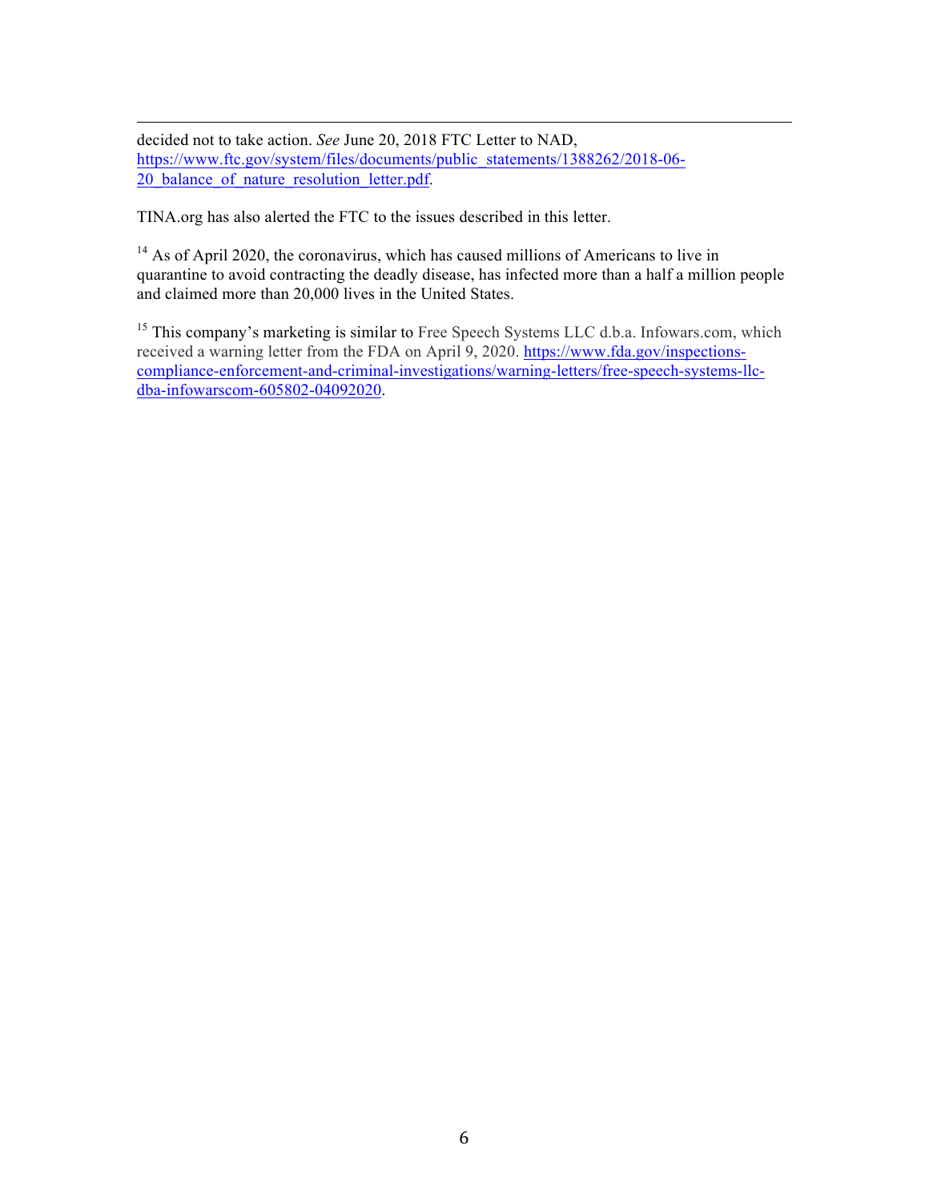decided not to take action. *See* June 20, 2018 FTC Letter to NAD, https://www.ftc.gov/system/files/documents/public_statements/1388262/2018-06-20_balance_of_nature_resolution_letter.pdf.

TINA.org has also alerted the FTC to the issues described in this letter.

[14] As of April 2020, the coronavirus, which has caused millions of Americans to live in quarantine to avoid contracting the deadly disease, has infected more than a half a million people and claimed more than 20,000 lives in the United States.

[15] This company's marketing is similar to Free Speech Systems LLC d.b.a. Infowars.com, which received a warning letter from the FDA on April 9, 2020. https://www.fda.gov/inspections-compliance-enforcement-and-criminal-investigations/warning-letters/free-speech-systems-llc-dba-infowarscom-605802-04092020.